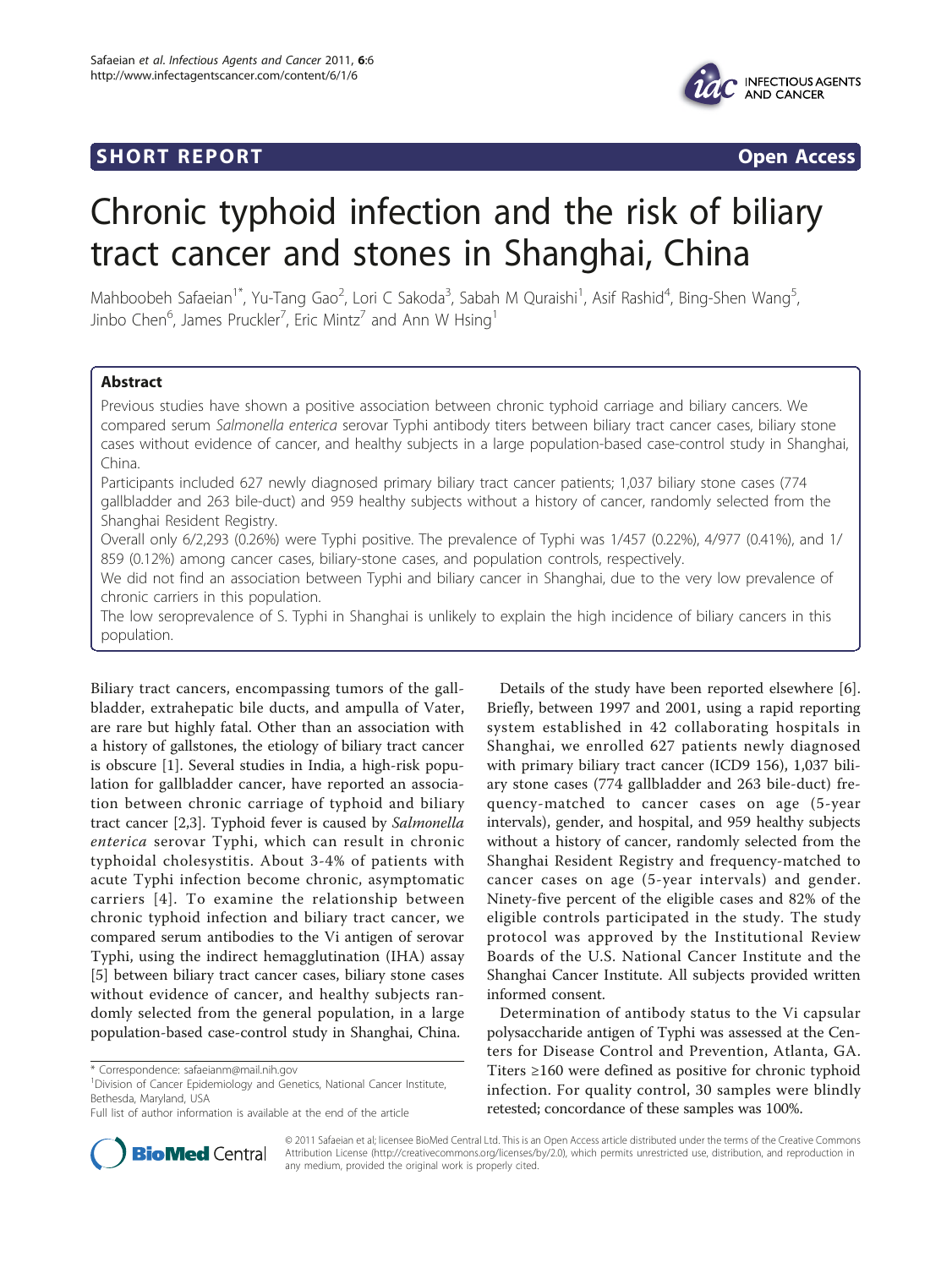**SHORT REPORT** **Open Access**

# Chronic typhoid infection and the risk of biliary tract cancer and stones in Shanghai, China

Mahboobeh Safaeian[1*], Yu-Tang Gao[2], Lori C Sakoda[3], Sabah M Quraishi[1], Asif Rashid[4], Bing-Shen Wang[5], Jinbo Chen[6], James Pruckler[7], Eric Mintz[7] and Ann W Hsing[1]

## Abstract

Previous studies have shown a positive association between chronic typhoid carriage and biliary cancers. We compared serum *Salmonella enterica* serovar Typhi antibody titers between biliary tract cancer cases, biliary stone cases without evidence of cancer, and healthy subjects in a large population-based case-control study in Shanghai, China.

Participants included 627 newly diagnosed primary biliary tract cancer patients; 1,037 biliary stone cases (774 gallbladder and 263 bile-duct) and 959 healthy subjects without a history of cancer, randomly selected from the Shanghai Resident Registry.

Overall only 6/2,293 (0.26%) were Typhi positive. The prevalence of Typhi was 1/457 (0.22%), 4/977 (0.41%), and 1/859 (0.12%) among cancer cases, biliary-stone cases, and population controls, respectively.

We did not find an association between Typhi and biliary cancer in Shanghai, due to the very low prevalence of chronic carriers in this population.

The low seroprevalence of S. Typhi in Shanghai is unlikely to explain the high incidence of biliary cancers in this population.

Biliary tract cancers, encompassing tumors of the gallbladder, extrahepatic bile ducts, and ampulla of Vater, are rare but highly fatal. Other than an association with a history of gallstones, the etiology of biliary tract cancer is obscure [1]. Several studies in India, a high-risk population for gallbladder cancer, have reported an association between chronic carriage of typhoid and biliary tract cancer [2,3]. Typhoid fever is caused by *Salmonella enterica* serovar Typhi, which can result in chronic typhoidal cholesystitis. About 3-4% of patients with acute Typhi infection become chronic, asymptomatic carriers [4]. To examine the relationship between chronic typhoid infection and biliary tract cancer, we compared serum antibodies to the Vi antigen of serovar Typhi, using the indirect hemagglutination (IHA) assay [5] between biliary tract cancer cases, biliary stone cases without evidence of cancer, and healthy subjects randomly selected from the general population, in a large population-based case-control study in Shanghai, China.

Details of the study have been reported elsewhere [6]. Briefly, between 1997 and 2001, using a rapid reporting system established in 42 collaborating hospitals in Shanghai, we enrolled 627 patients newly diagnosed with primary biliary tract cancer (ICD9 156), 1,037 biliary stone cases (774 gallbladder and 263 bile-duct) frequency-matched to cancer cases on age (5-year intervals), gender, and hospital, and 959 healthy subjects without a history of cancer, randomly selected from the Shanghai Resident Registry and frequency-matched to cancer cases on age (5-year intervals) and gender. Ninety-five percent of the eligible cases and 82% of the eligible controls participated in the study. The study protocol was approved by the Institutional Review Boards of the U.S. National Cancer Institute and the Shanghai Cancer Institute. All subjects provided written informed consent.

Determination of antibody status to the Vi capsular polysaccharide antigen of Typhi was assessed at the Centers for Disease Control and Prevention, Atlanta, GA. Titers ≥160 were defined as positive for chronic typhoid infection. For quality control, 30 samples were blindly retested; concordance of these samples was 100%.

\* Correspondence: safaeianm@mail.nih.gov
[1]Division of Cancer Epidemiology and Genetics, National Cancer Institute, Bethesda, Maryland, USA
Full list of author information is available at the end of the article

© 2011 Safaeian et al; licensee BioMed Central Ltd. This is an Open Access article distributed under the terms of the Creative Commons Attribution License (http://creativecommons.org/licenses/by/2.0), which permits unrestricted use, distribution, and reproduction in any medium, provided the original work is properly cited.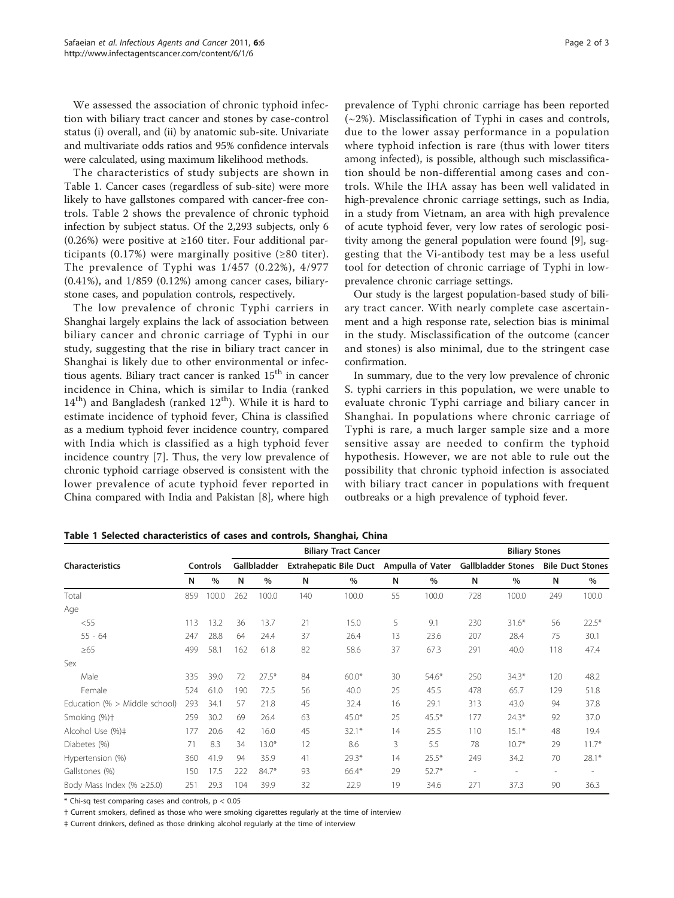We assessed the association of chronic typhoid infection with biliary tract cancer and stones by case-control status (i) overall, and (ii) by anatomic sub-site. Univariate and multivariate odds ratios and 95% confidence intervals were calculated, using maximum likelihood methods.

The characteristics of study subjects are shown in Table 1. Cancer cases (regardless of sub-site) were more likely to have gallstones compared with cancer-free controls. Table 2 shows the prevalence of chronic typhoid infection by subject status. Of the 2,293 subjects, only 6 (0.26%) were positive at ≥160 titer. Four additional participants (0.17%) were marginally positive (≥80 titer). The prevalence of Typhi was 1/457 (0.22%), 4/977 (0.41%), and 1/859 (0.12%) among cancer cases, biliary-stone cases, and population controls, respectively.

The low prevalence of chronic Typhi carriers in Shanghai largely explains the lack of association between biliary cancer and chronic carriage of Typhi in our study, suggesting that the rise in biliary tract cancer in Shanghai is likely due to other environmental or infectious agents. Biliary tract cancer is ranked 15th in cancer incidence in China, which is similar to India (ranked 14th) and Bangladesh (ranked 12th). While it is hard to estimate incidence of typhoid fever, China is classified as a medium typhoid fever incidence country, compared with India which is classified as a high typhoid fever incidence country [7]. Thus, the very low prevalence of chronic typhoid carriage observed is consistent with the lower prevalence of acute typhoid fever reported in China compared with India and Pakistan [8], where high prevalence of Typhi chronic carriage has been reported (~2%). Misclassification of Typhi in cases and controls, due to the lower assay performance in a population where typhoid infection is rare (thus with lower titers among infected), is possible, although such misclassification should be non-differential among cases and controls. While the IHA assay has been well validated in high-prevalence chronic carriage settings, such as India, in a study from Vietnam, an area with high prevalence of acute typhoid fever, very low rates of serologic positivity among the general population were found [9], suggesting that the Vi-antibody test may be a less useful tool for detection of chronic carriage of Typhi in low-prevalence chronic carriage settings.

Our study is the largest population-based study of biliary tract cancer. With nearly complete case ascertainment and a high response rate, selection bias is minimal in the study. Misclassification of the outcome (cancer and stones) is also minimal, due to the stringent case confirmation.

In summary, due to the very low prevalence of chronic S. typhi carriers in this population, we were unable to evaluate chronic Typhi carriage and biliary cancer in Shanghai. In populations where chronic carriage of Typhi is rare, a much larger sample size and a more sensitive assay are needed to confirm the typhoid hypothesis. However, we are not able to rule out the possibility that chronic typhoid infection is associated with biliary tract cancer in populations with frequent outbreaks or a high prevalence of typhoid fever.

**Table 1 Selected characteristics of cases and controls, Shanghai, China**

| Characteristics | Controls | | Biliary Tract Cancer | | | | | | Biliary Stones | | | |
|---|---|---|---|---|---|---|---|---|---|---|---|---|
| | | | Gallbladder | | Extrahepatic Bile Duct | | Ampulla of Vater | | Gallbladder Stones | | Bile Duct Stones | |
| | N | % | N | % | N | % | N | % | N | % | N | % |
| Total | 859 | 100.0 | 262 | 100.0 | 140 | 100.0 | 55 | 100.0 | 728 | 100.0 | 249 | 100.0 |
| Age | | | | | | | | | | | | |
| <55 | 113 | 13.2 | 36 | 13.7 | 21 | 15.0 | 5 | 9.1 | 230 | 31.6* | 56 | 22.5* |
| 55 - 64 | 247 | 28.8 | 64 | 24.4 | 37 | 26.4 | 13 | 23.6 | 207 | 28.4 | 75 | 30.1 |
| ≥65 | 499 | 58.1 | 162 | 61.8 | 82 | 58.6 | 37 | 67.3 | 291 | 40.0 | 118 | 47.4 |
| Sex | | | | | | | | | | | | |
| Male | 335 | 39.0 | 72 | 27.5* | 84 | 60.0* | 30 | 54.6* | 250 | 34.3* | 120 | 48.2 |
| Female | 524 | 61.0 | 190 | 72.5 | 56 | 40.0 | 25 | 45.5 | 478 | 65.7 | 129 | 51.8 |
| Education (% > Middle school) | 293 | 34.1 | 57 | 21.8 | 45 | 32.4 | 16 | 29.1 | 313 | 43.0 | 94 | 37.8 |
| Smoking (%)† | 259 | 30.2 | 69 | 26.4 | 63 | 45.0* | 25 | 45.5* | 177 | 24.3* | 92 | 37.0 |
| Alcohol Use (%)‡ | 177 | 20.6 | 42 | 16.0 | 45 | 32.1* | 14 | 25.5 | 110 | 15.1* | 48 | 19.4 |
| Diabetes (%) | 71 | 8.3 | 34 | 13.0* | 12 | 8.6 | 3 | 5.5 | 78 | 10.7* | 29 | 11.7* |
| Hypertension (%) | 360 | 41.9 | 94 | 35.9 | 41 | 29.3* | 14 | 25.5* | 249 | 34.2 | 70 | 28.1* |
| Gallstones (%) | 150 | 17.5 | 222 | 84.7* | 93 | 66.4* | 29 | 52.7* | - | - | - | - |
| Body Mass Index (% ≥25.0) | 251 | 29.3 | 104 | 39.9 | 32 | 22.9 | 19 | 34.6 | 271 | 37.3 | 90 | 36.3 |

* Chi-sq test comparing cases and controls, $p < 0.05$

† Current smokers, defined as those who were smoking cigarettes regularly at the time of interview

‡ Current drinkers, defined as those drinking alcohol regularly at the time of interview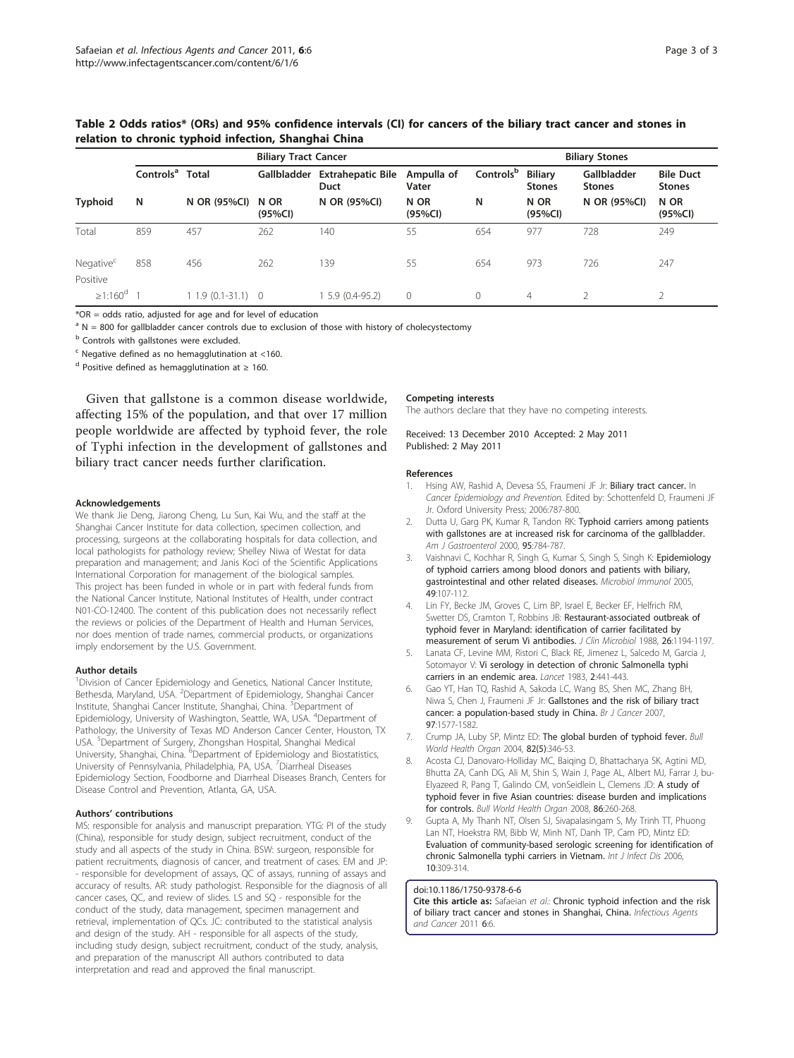**Table 2 Odds ratios* (ORs) and 95% confidence intervals (CI) for cancers of the biliary tract cancer and stones in relation to chronic typhoid infection, Shanghai China**

| | | Biliary Tract Cancer | | | | | Biliary Stones | | |
|---|---|---|---|---|---|---|---|---|---|
| | Controls[a] | Total | Gallbladder | Extrahepatic Bile Duct | Ampulla of Vater | Controls[b] | Biliary Stones | Gallbladder Stones | Bile Duct Stones |
| Typhoid | N | N OR (95%CI) | N OR (95%CI) | N OR (95%CI) | N OR (95%CI) | N | N OR (95%CI) | N OR (95%CI) | N OR (95%CI) |
| Total | 859 | 457 | 262 | 140 | 55 | 654 | 977 | 728 | 249 |
| Negative[c] | 858 | 456 | 262 | 139 | 55 | 654 | 973 | 726 | 247 |
| Positive | | | | | | | | | |
| ≥1:160[d] | 1 | 1 1.9 (0.1-31.1) | 0 | 1 5.9 (0.4-95.2) | 0 | 0 | 4 | 2 | 2 |

*OR = odds ratio, adjusted for age and for level of education

[a] N = 800 for gallbladder cancer controls due to exclusion of those with history of cholecystectomy

[b] Controls with gallstones were excluded.

[c] Negative defined as no hemagglutination at <160.

[d] Positive defined as hemagglutination at ≥ 160.

Given that gallstone is a common disease worldwide, affecting 15% of the population, and that over 17 million people worldwide are affected by typhoid fever, the role of Typhi infection in the development of gallstones and biliary tract cancer needs further clarification.

#### Acknowledgements

We thank Jie Deng, Jiarong Cheng, Lu Sun, Kai Wu, and the staff at the Shanghai Cancer Institute for data collection, specimen collection, and processing, surgeons at the collaborating hospitals for data collection, and local pathologists for pathology review; Shelley Niwa of Westat for data preparation and management; and Janis Koci of the Scientific Applications International Corporation for management of the biological samples. This project has been funded in whole or in part with federal funds from the National Cancer Institute, National Institutes of Health, under contract N01-CO-12400. The content of this publication does not necessarily reflect the reviews or policies of the Department of Health and Human Services, nor does mention of trade names, commercial products, or organizations imply endorsement by the U.S. Government.

#### Author details

[1]Division of Cancer Epidemiology and Genetics, National Cancer Institute, Bethesda, Maryland, USA. [2]Department of Epidemiology, Shanghai Cancer Institute, Shanghai Cancer Institute, Shanghai, China. [3]Department of Epidemiology, University of Washington, Seattle, WA, USA. [4]Department of Pathology, the University of Texas MD Anderson Cancer Center, Houston, TX USA. [5]Department of Surgery, Zhongshan Hospital, Shanghai Medical University, Shanghai, China. [6]Department of Epidemiology and Biostatistics, University of Pennsylvania, Philadelphia, PA, USA. [7]Diarrheal Diseases Epidemiology Section, Foodborne and Diarrheal Diseases Branch, Centers for Disease Control and Prevention, Atlanta, GA, USA.

#### Authors' contributions

MS: responsible for analysis and manuscript preparation. YTG: PI of the study (China), responsible for study design, subject recruitment, conduct of the study and all aspects of the study in China. BSW: surgeon, responsible for patient recruitments, diagnosis of cancer, and treatment of cases. EM and JP: - responsible for development of assays, QC of assays, running of assays and accuracy of results. AR: study pathologist. Responsible for the diagnosis of all cancer cases, QC, and review of slides. LS and SQ - responsible for the conduct of the study, data management, specimen management and retrieval, implementation of QCs. JC: contributed to the statistical analysis and design of the study. AH - responsible for all aspects of the study, including study design, subject recruitment, conduct of the study, analysis, and preparation of the manuscript All authors contributed to data interpretation and read and approved the final manuscript.

#### Competing interests

The authors declare that they have no competing interests.

Received: 13 December 2010 Accepted: 2 May 2011
Published: 2 May 2011

#### References

1. Hsing AW, Rashid A, Devesa SS, Fraumeni JF Jr: **Biliary tract cancer.** In *Cancer Epidemiology and Prevention.* Edited by: Schottenfeld D, Fraumeni JF Jr. Oxford University Press; 2006:787-800.
2. Dutta U, Garg PK, Kumar R, Tandon RK: **Typhoid carriers among patients with gallstones are at increased risk for carcinoma of the gallbladder.** *Am J Gastroenterol* 2000, **95**:784-787.
3. Vaishnavi C, Kochhar R, Singh G, Kumar S, Singh S, Singh K: **Epidemiology of typhoid carriers among blood donors and patients with biliary, gastrointestinal and other related diseases.** *Microbiol Immunol* 2005, **49**:107-112.
4. Lin FY, Becke JM, Groves C, Lim BP, Israel E, Becker EF, Helfrich RM, Swetter DS, Cramton T, Robbins JB: **Restaurant-associated outbreak of typhoid fever in Maryland: identification of carrier facilitated by measurement of serum Vi antibodies.** *J Clin Microbiol* 1988, **26**:1194-1197.
5. Lanata CF, Levine MM, Ristori C, Black RE, Jimenez L, Salcedo M, Garcia J, Sotomayor V: **Vi serology in detection of chronic Salmonella typhi carriers in an endemic area.** *Lancet* 1983, **2**:441-443.
6. Gao YT, Han TQ, Rashid A, Sakoda LC, Wang BS, Shen MC, Zhang BH, Niwa S, Chen J, Fraumeni JF Jr: **Gallstones and the risk of biliary tract cancer: a population-based study in China.** *Br J Cancer* 2007, **97**:1577-1582.
7. Crump JA, Luby SP, Mintz ED: **The global burden of typhoid fever.** *Bull World Health Organ* 2004, **82(5)**:346-53.
8. Acosta CJ, Danovaro-Holliday MC, Baiqing D, Bhattacharya SK, Agtini MD, Bhutta ZA, Canh DG, Ali M, Shin S, Wain J, Page AL, Albert MJ, Farrar J, bu-Elyazeed R, Pang T, Galindo CM, vonSeidlein L, Clemens JD: **A study of typhoid fever in five Asian countries: disease burden and implications for controls.** *Bull World Health Organ* 2008, **86**:260-268.
9. Gupta A, My Thanh NT, Olsen SJ, Sivapalasingam S, My Trinh TT, Phuong Lan NT, Hoekstra RM, Bibb W, Minh NT, Danh TP, Cam PD, Mintz ED: **Evaluation of community-based serologic screening for identification of chronic Salmonella typhi carriers in Vietnam.** *Int J Infect Dis* 2006, **10**:309-314.

doi:10.1186/1750-9378-6-6
**Cite this article as:** Safaeian *et al.*: Chronic typhoid infection and the risk of biliary tract cancer and stones in Shanghai, China. *Infectious Agents and Cancer* 2011 **6**:6.